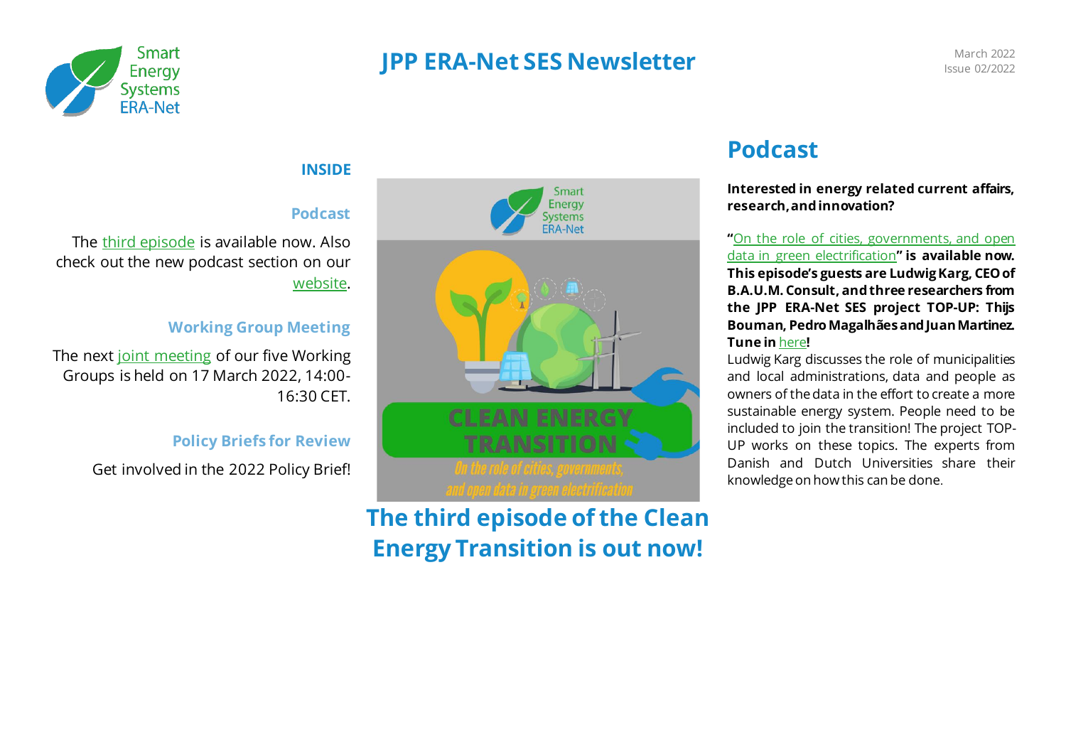# JPP ERA-Net SES Newsletter

March 2022
Issue 02/2022

## INSIDE

### Podcast

The third episode is available now. Also check out the new podcast section on our website.

### Working Group Meeting

The next joint meeting of our five Working Groups is held on 17 March 2022, 14:00-16:30 CET.

### Policy Briefs for Review

Get involved in the 2022 Policy Brief!

**The third episode of the Clean Energy Transition is out now!**

## Podcast

**Interested in energy related current affairs, research, and innovation?**

**"**On the role of cities, governments, and open data in green electrification**" is available now. This episode's guests are Ludwig Karg, CEO of B.A.U.M. Consult, and three researchers from the JPP ERA-Net SES project TOP-UP: Thijs Bouman, Pedro Magalhães and Juan Martinez. Tune in here!**

Ludwig Karg discusses the role of municipalities and local administrations, data and people as owners of the data in the effort to create a more sustainable energy system. People need to be included to join the transition! The project TOP-UP works on these topics. The experts from Danish and Dutch Universities share their knowledge on how this can be done.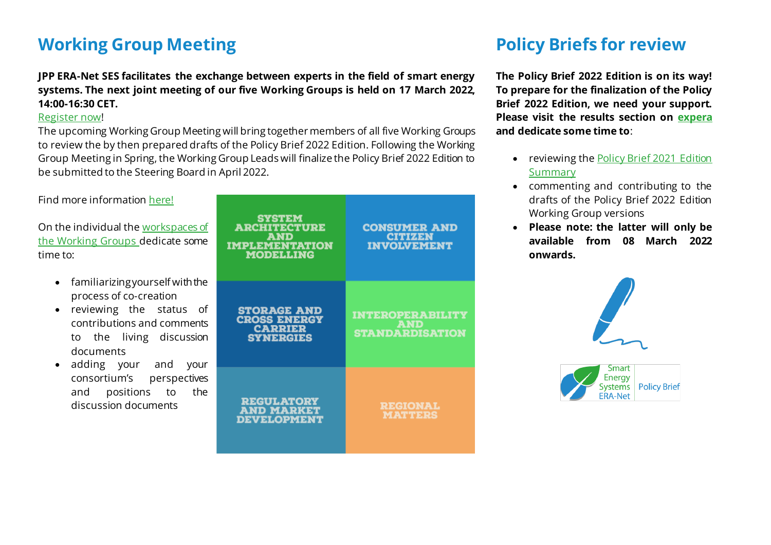# Working Group Meeting

**JPP ERA-Net SES facilitates the exchange between experts in the field of smart energy systems. The next joint meeting of our five Working Groups is held on 17 March 2022, 14:00-16:30 CET.**

Register now!

The upcoming Working Group Meeting will bring together members of all five Working Groups to review the by then prepared drafts of the Policy Brief 2022 Edition. Following the Working Group Meeting in Spring, the Working Group Leads will finalize the Policy Brief 2022 Edition to be submitted to the Steering Board in April 2022.

Find more information here!

On the individual the workspaces of the Working Groups dedicate some time to:

- familiarizing yourself with the process of co-creation
- reviewing the status of contributions and comments to the living discussion documents
- adding your and your consortium's perspectives and positions to the discussion documents

SYSTEM ARCHITECTURE AND IMPLEMENTATION MODELLING

CONSUMER AND CITIZEN INVOLVEMENT

STORAGE AND CROSS ENERGY CARRIER SYNERGIES

INTEROPERABILITY AND STANDARDISATION

REGULATORY AND MARKET DEVELOPMENT

REGIONAL MATTERS

# Policy Briefs for review

**The Policy Brief 2022 Edition is on its way! To prepare for the finalization of the Policy Brief 2022 Edition, we need your support. Please visit the results section on expera and dedicate some time to**:

- reviewing the Policy Brief 2021 Edition Summary
- commenting and contributing to the drafts of the Policy Brief 2022 Edition Working Group versions
- **Please note: the latter will only be available from 08 March 2022 onwards.**

Smart Energy Systems ERA-Net | Policy Brief